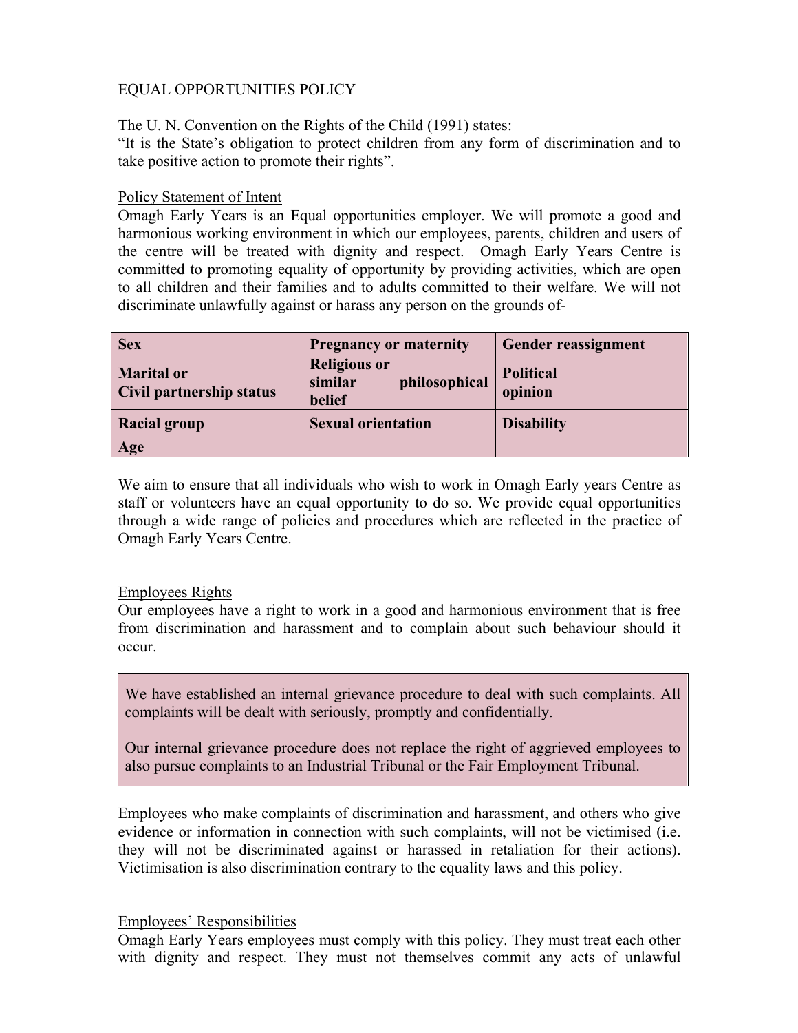# EQUAL OPPORTUNITIES POLICY

The U. N. Convention on the Rights of the Child (1991) states:
"It is the State's obligation to protect children from any form of discrimination and to take positive action to promote their rights".

## Policy Statement of Intent

Omagh Early Years is an Equal opportunities employer. We will promote a good and harmonious working environment in which our employees, parents, children and users of the centre will be treated with dignity and respect. Omagh Early Years Centre is committed to promoting equality of opportunity by providing activities, which are open to all children and their families and to adults committed to their welfare. We will not discriminate unlawfully against or harass any person on the grounds of-

| **Sex** | **Pregnancy or maternity** | **Gender reassignment** |
|---|---|---|
| **Marital or Civil partnership status** | **Religious or similar philosophical belief** | **Political opinion** |
| **Racial group** | **Sexual orientation** | **Disability** |
| **Age** | | |

We aim to ensure that all individuals who wish to work in Omagh Early years Centre as staff or volunteers have an equal opportunity to do so. We provide equal opportunities through a wide range of policies and procedures which are reflected in the practice of Omagh Early Years Centre.

## Employees Rights

Our employees have a right to work in a good and harmonious environment that is free from discrimination and harassment and to complain about such behaviour should it occur.

> We have established an internal grievance procedure to deal with such complaints. All complaints will be dealt with seriously, promptly and confidentially.
>
> Our internal grievance procedure does not replace the right of aggrieved employees to also pursue complaints to an Industrial Tribunal or the Fair Employment Tribunal.

Employees who make complaints of discrimination and harassment, and others who give evidence or information in connection with such complaints, will not be victimised (i.e. they will not be discriminated against or harassed in retaliation for their actions). Victimisation is also discrimination contrary to the equality laws and this policy.

## Employees' Responsibilities

Omagh Early Years employees must comply with this policy. They must treat each other with dignity and respect. They must not themselves commit any acts of unlawful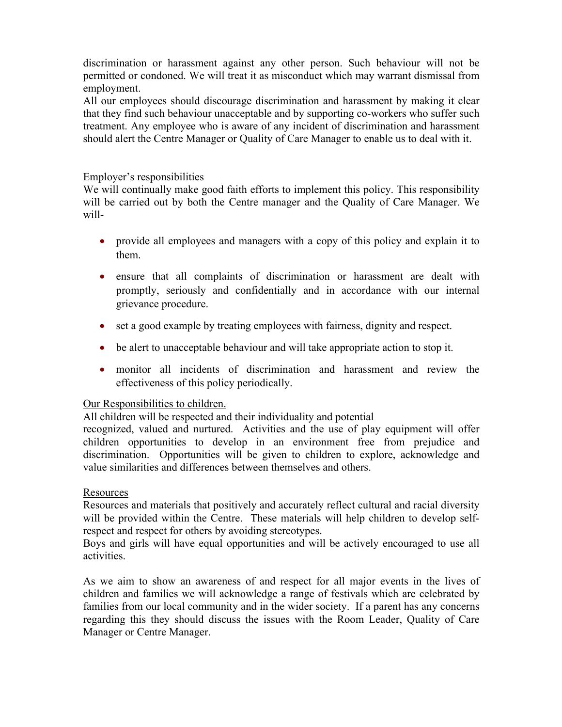discrimination or harassment against any other person. Such behaviour will not be permitted or condoned. We will treat it as misconduct which may warrant dismissal from employment.

All our employees should discourage discrimination and harassment by making it clear that they find such behaviour unacceptable and by supporting co-workers who suffer such treatment. Any employee who is aware of any incident of discrimination and harassment should alert the Centre Manager or Quality of Care Manager to enable us to deal with it.

Employer's responsibilities

We will continually make good faith efforts to implement this policy. This responsibility will be carried out by both the Centre manager and the Quality of Care Manager. We will-

- provide all employees and managers with a copy of this policy and explain it to them.
- ensure that all complaints of discrimination or harassment are dealt with promptly, seriously and confidentially and in accordance with our internal grievance procedure.
- set a good example by treating employees with fairness, dignity and respect.
- be alert to unacceptable behaviour and will take appropriate action to stop it.
- monitor all incidents of discrimination and harassment and review the effectiveness of this policy periodically.

Our Responsibilities to children.

All children will be respected and their individuality and potential recognized, valued and nurtured. Activities and the use of play equipment will offer children opportunities to develop in an environment free from prejudice and discrimination. Opportunities will be given to children to explore, acknowledge and value similarities and differences between themselves and others.

Resources

Resources and materials that positively and accurately reflect cultural and racial diversity will be provided within the Centre. These materials will help children to develop self-respect and respect for others by avoiding stereotypes.

Boys and girls will have equal opportunities and will be actively encouraged to use all activities.

As we aim to show an awareness of and respect for all major events in the lives of children and families we will acknowledge a range of festivals which are celebrated by families from our local community and in the wider society. If a parent has any concerns regarding this they should discuss the issues with the Room Leader, Quality of Care Manager or Centre Manager.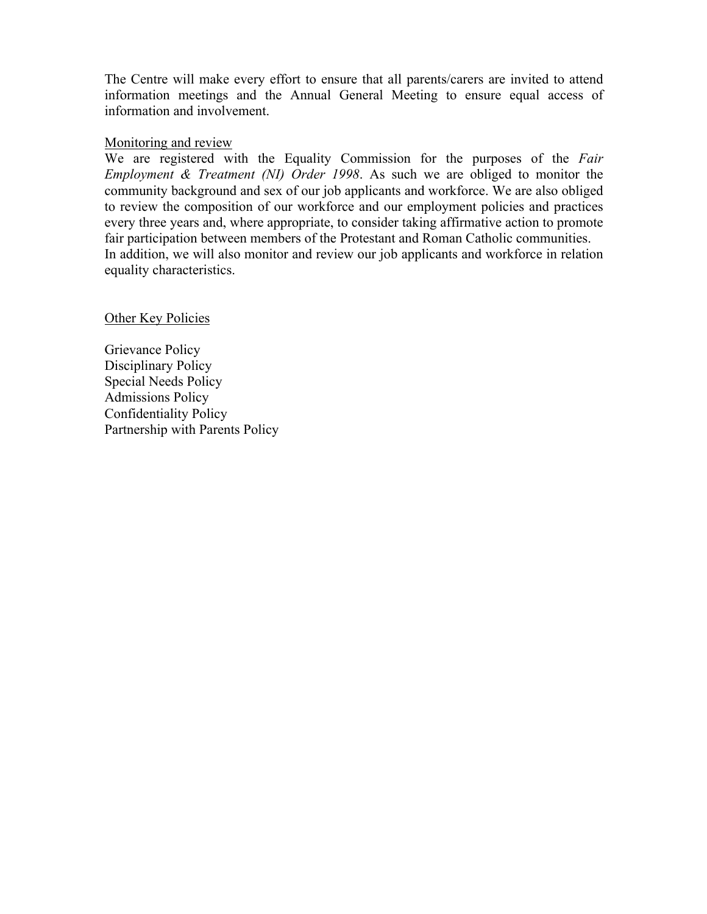The Centre will make every effort to ensure that all parents/carers are invited to attend information meetings and the Annual General Meeting to ensure equal access of information and involvement.

## Monitoring and review

We are registered with the Equality Commission for the purposes of the *Fair Employment & Treatment (NI) Order 1998*. As such we are obliged to monitor the community background and sex of our job applicants and workforce. We are also obliged to review the composition of our workforce and our employment policies and practices every three years and, where appropriate, to consider taking affirmative action to promote fair participation between members of the Protestant and Roman Catholic communities.
In addition, we will also monitor and review our job applicants and workforce in relation equality characteristics.

## Other Key Policies

Grievance Policy
Disciplinary Policy
Special Needs Policy
Admissions Policy
Confidentiality Policy
Partnership with Parents Policy